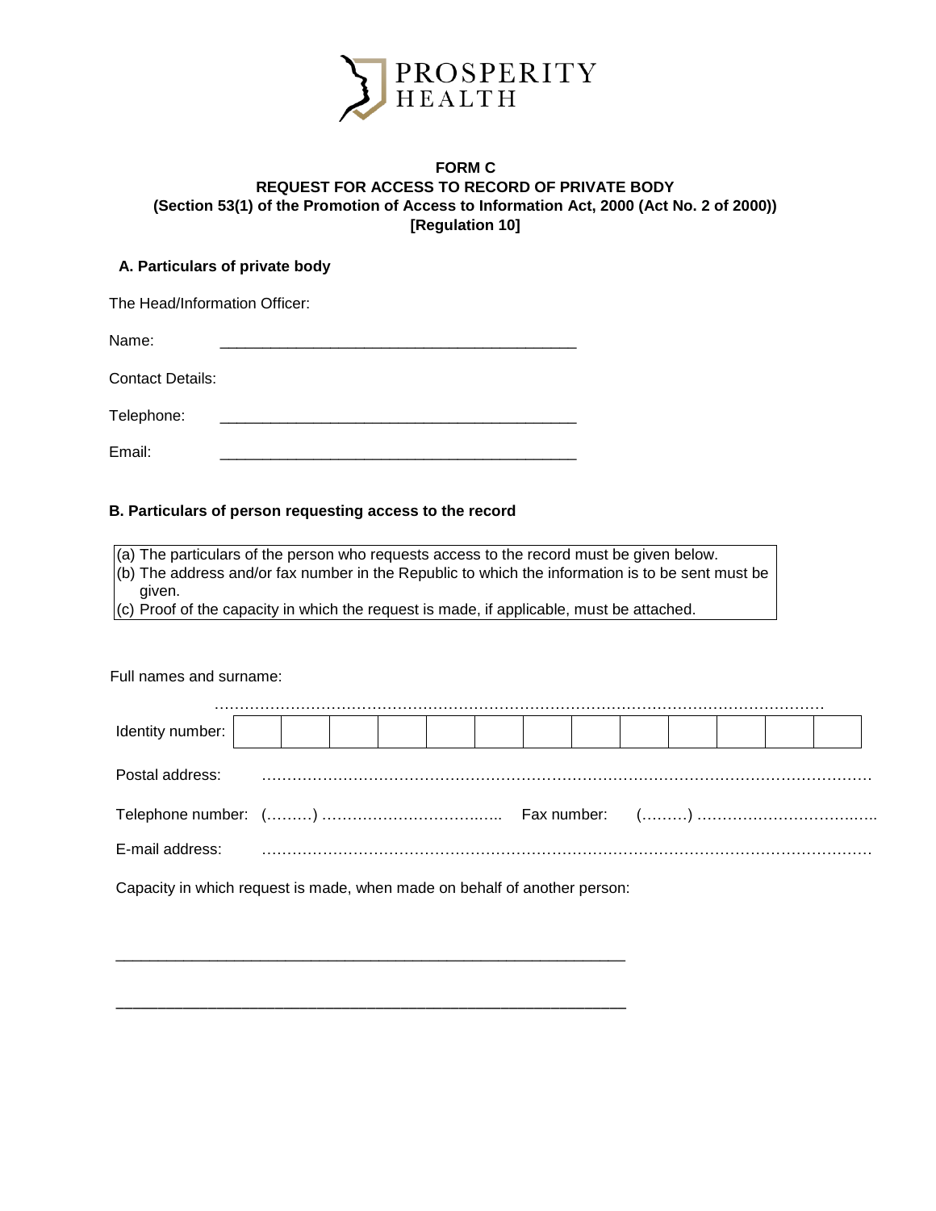PROSPERITY HEALTH

**FORM C**
**REQUEST FOR ACCESS TO RECORD OF PRIVATE BODY**
**(Section 53(1) of the Promotion of Access to Information Act, 2000 (Act No. 2 of 2000))**
**[Regulation 10]**

**A. Particulars of private body**

The Head/Information Officer:

Name: ____________________________________________

Contact Details:

Telephone: ____________________________________________

Email: ____________________________________________

**B. Particulars of person requesting access to the record**

| |
|---|
| (a) The particulars of the person who requests access to the record must be given below. |
| (b) The address and/or fax number in the Republic to which the information is to be sent must be given. |
| (c) Proof of the capacity in which the request is made, if applicable, must be attached. |

Full names and surname:

……………………………………………………………………………………………………………

| Identity number: | | | | | | | | | | | | | |
|---|---|---|---|---|---|---|---|---|---|---|---|---|---|

Postal address: ……………………………………………………………………………………………………………

Telephone number: (………) …………………………….…. Fax number: (………) ……………………………..…..

E-mail address: ……………………………………………………………………………………………………………

Capacity in which request is made, when made on behalf of another person:

____________________________________________________________

____________________________________________________________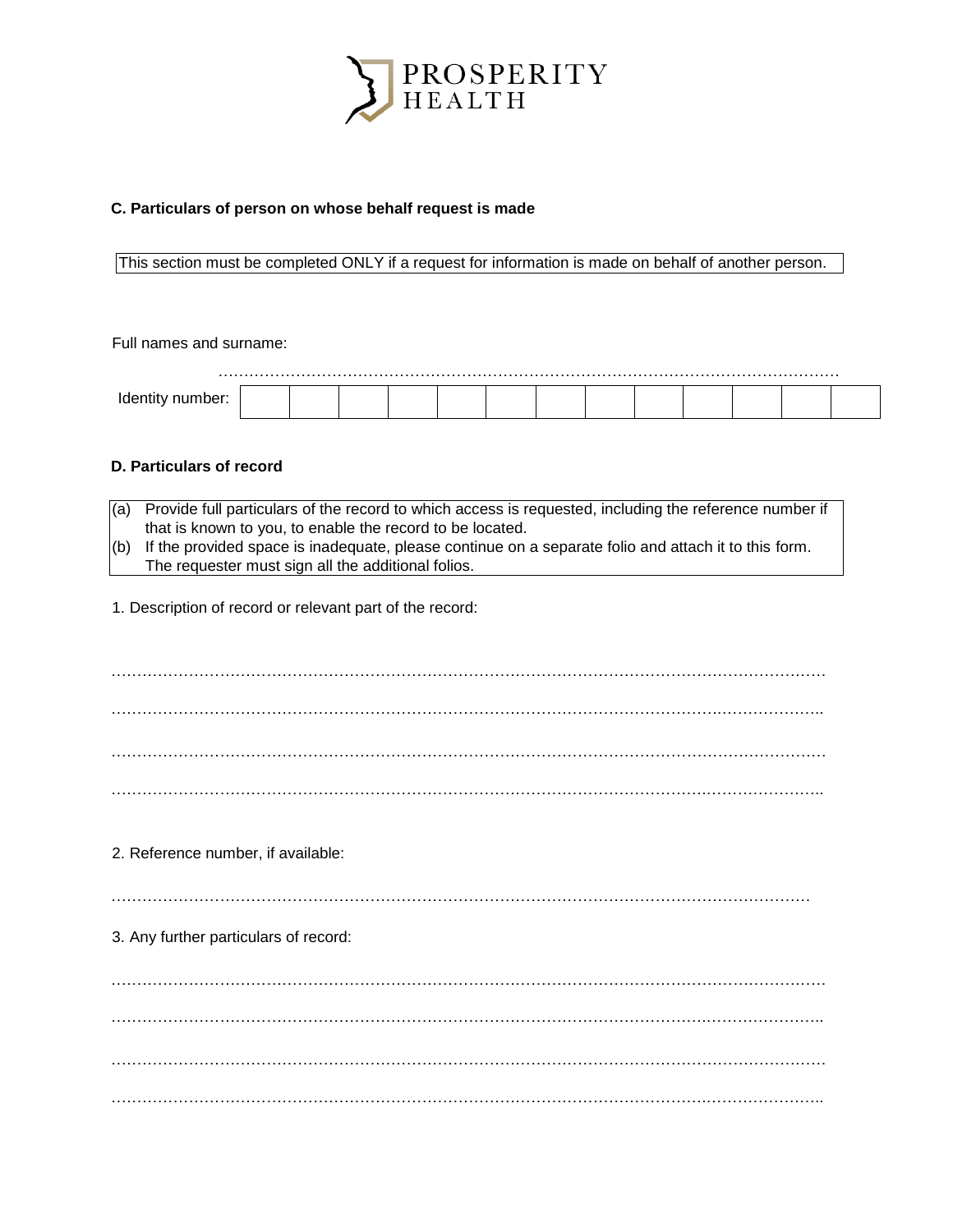## C. Particulars of person on whose behalf request is made

This section must be completed ONLY if a request for information is made on behalf of another person.

Full names and surname:

…………………………………………………………………………………………………………

| Identity number: | | | | | | | | | | | | | |
|---|---|---|---|---|---|---|---|---|---|---|---|---|---|

## D. Particulars of record

(a) Provide full particulars of the record to which access is requested, including the reference number if that is known to you, to enable the record to be located.
(b) If the provided space is inadequate, please continue on a separate folio and attach it to this form. The requester must sign all the additional folios.

1. Description of record or relevant part of the record:

……………………………………………………………………………………………………………………

……………………………………………………………………………………………………………………

……………………………………………………………………………………………………………………

……………………………………………………………………………………………………………………

2. Reference number, if available:

……………………………………………………………………………………………………………………

3. Any further particulars of record:

……………………………………………………………………………………………………………………

……………………………………………………………………………………………………………………

……………………………………………………………………………………………………………………

……………………………………………………………………………………………………………………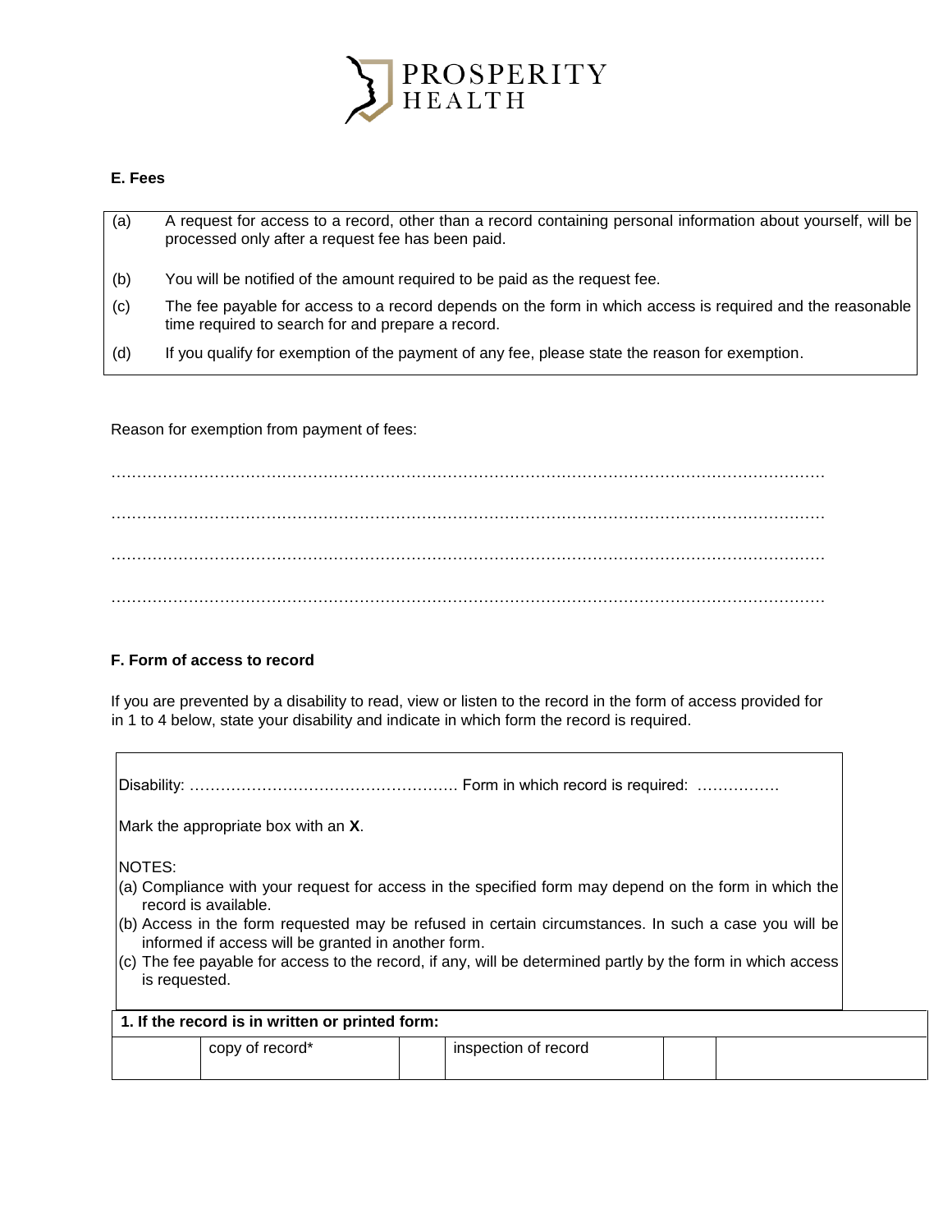### E. Fees

| | |
|---|---|
| (a) | A request for access to a record, other than a record containing personal information about yourself, will be processed only after a request fee has been paid. |
| (b) | You will be notified of the amount required to be paid as the request fee. |
| (c) | The fee payable for access to a record depends on the form in which access is required and the reasonable time required to search for and prepare a record. |
| (d) | If you qualify for exemption of the payment of any fee, please state the reason for exemption. |

Reason for exemption from payment of fees:

…………………………………………………………………………………………………………………………

…………………………………………………………………………………………………………………………

…………………………………………………………………………………………………………………………

…………………………………………………………………………………………………………………………

### F. Form of access to record

If you are prevented by a disability to read, view or listen to the record in the form of access provided for in 1 to 4 below, state your disability and indicate in which form the record is required.

Disability: …………………………………………… Form in which record is required: …………….

Mark the appropriate box with an **X**.

NOTES:

(a) Compliance with your request for access in the specified form may depend on the form in which the record is available.
(b) Access in the form requested may be refused in certain circumstances. In such a case you will be informed if access will be granted in another form.
(c) The fee payable for access to the record, if any, will be determined partly by the form in which access is requested.

| **1. If the record is in written or printed form:** | | | | | |
|---|---|---|---|---|---|
| | copy of record* | | inspection of record | | |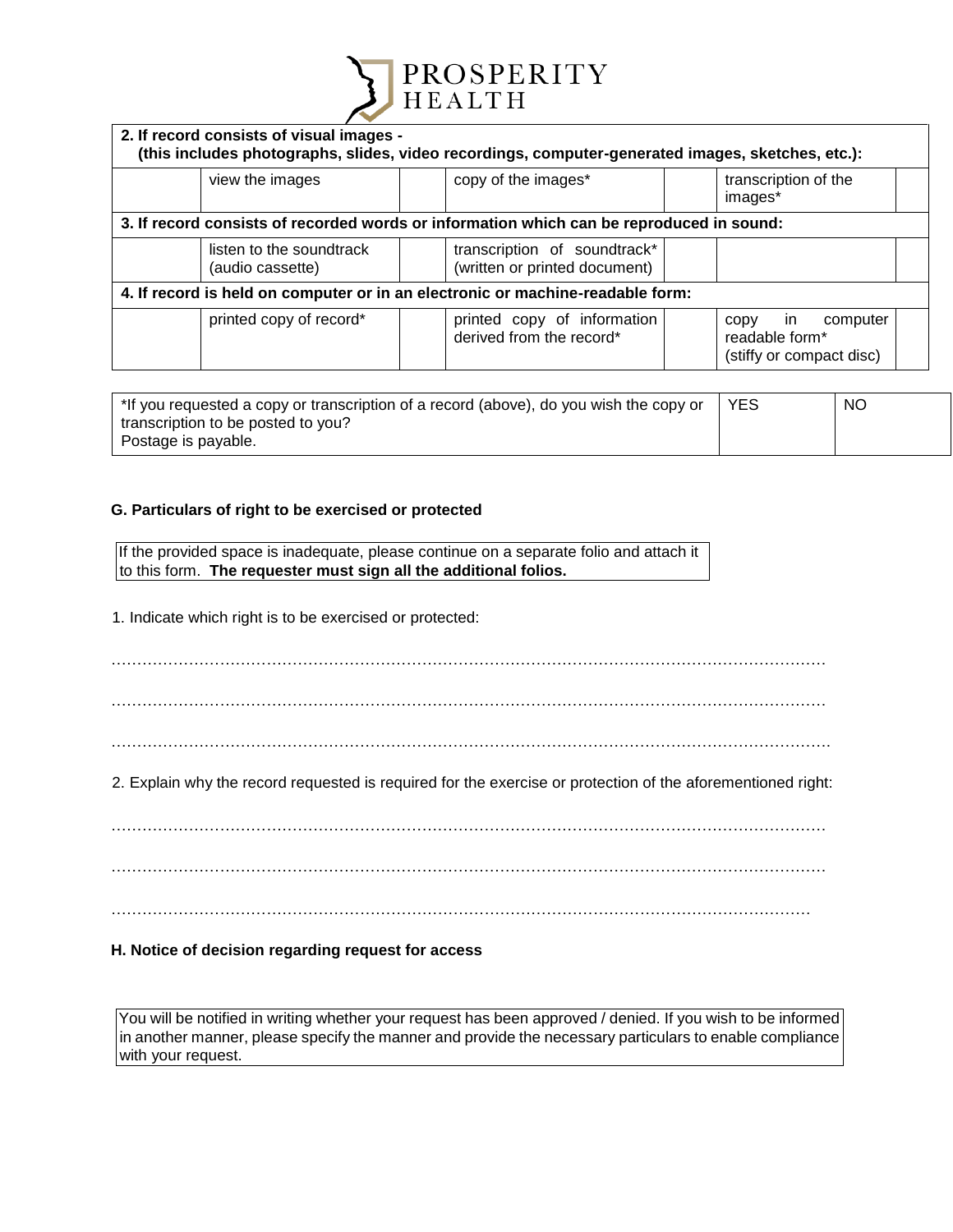| 2. If record consists of visual images - (this includes photographs, slides, video recordings, computer-generated images, sketches, etc.): | | | | | |
|---|---|---|---|---|---|
| | view the images | | copy of the images* | | transcription of the images* | |
| **3. If record consists of recorded words or information which can be reproduced in sound:** | | | | | | |
| | listen to the soundtrack (audio cassette) | | transcription of soundtrack* (written or printed document) | | | |
| **4. If record is held on computer or in an electronic or machine-readable form:** | | | | | | |
| | printed copy of record* | | printed copy of information derived from the record* | | copy in computer readable form* (stiffy or compact disc) | |

| *If you requested a copy or transcription of a record (above), do you wish the copy or transcription to be posted to you? Postage is payable. | YES | NO |
|---|---|---|

**G. Particulars of right to be exercised or protected**

If the provided space is inadequate, please continue on a separate folio and attach it to this form. **The requester must sign all the additional folios.**

1. Indicate which right is to be exercised or protected:

……………………………………………………………………………………………………………………

……………………………………………………………………………………………………………………

……………………………………………………………………………………………………………………

2. Explain why the record requested is required for the exercise or protection of the aforementioned right:

……………………………………………………………………………………………………………………

……………………………………………………………………………………………………………………

……………………………………………………………………………………………………………………

**H. Notice of decision regarding request for access**

You will be notified in writing whether your request has been approved / denied. If you wish to be informed in another manner, please specify the manner and provide the necessary particulars to enable compliance with your request.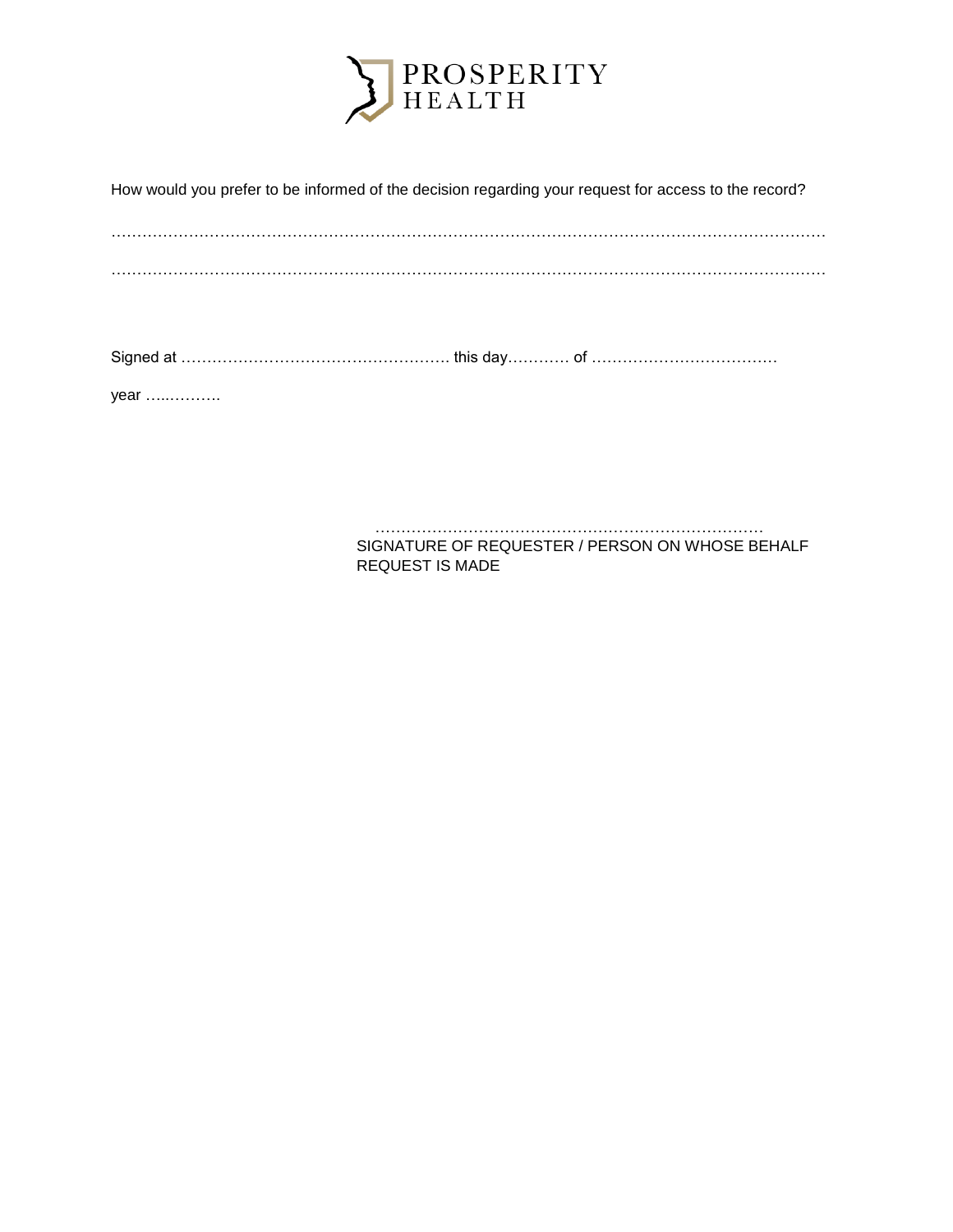PROSPERITY HEALTH

How would you prefer to be informed of the decision regarding your request for access to the record?

…………………………………………………………………………………………………………………………

…………………………………………………………………………………………………………………………

Signed at ……………………………………………… this day………… of ………………………………

year …..……….

………………………………………………………………….
SIGNATURE OF REQUESTER / PERSON ON WHOSE BEHALF REQUEST IS MADE